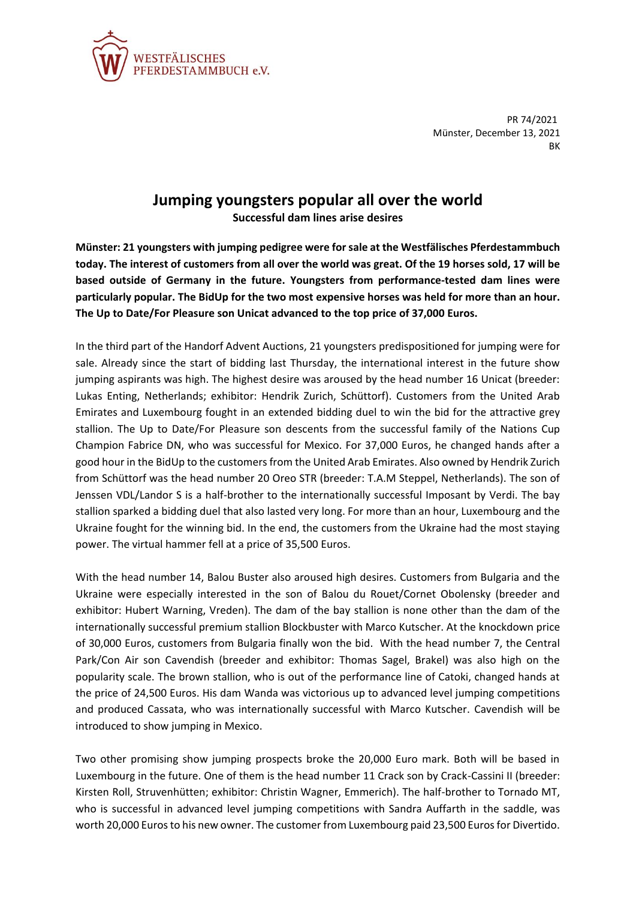WESTFÄLISCHES PFERDESTAMMBUCH e.V.

PR 74/2021
Münster, December 13, 2021
BK

# Jumping youngsters popular all over the world

**Successful dam lines arise desires**

**Münster: 21 youngsters with jumping pedigree were for sale at the Westfälisches Pferdestammbuch today. The interest of customers from all over the world was great. Of the 19 horses sold, 17 will be based outside of Germany in the future. Youngsters from performance-tested dam lines were particularly popular. The BidUp for the two most expensive horses was held for more than an hour. The Up to Date/For Pleasure son Unicat advanced to the top price of 37,000 Euros.**

In the third part of the Handorf Advent Auctions, 21 youngsters predispositioned for jumping were for sale. Already since the start of bidding last Thursday, the international interest in the future show jumping aspirants was high. The highest desire was aroused by the head number 16 Unicat (breeder: Lukas Enting, Netherlands; exhibitor: Hendrik Zurich, Schüttorf). Customers from the United Arab Emirates and Luxembourg fought in an extended bidding duel to win the bid for the attractive grey stallion. The Up to Date/For Pleasure son descents from the successful family of the Nations Cup Champion Fabrice DN, who was successful for Mexico. For 37,000 Euros, he changed hands after a good hour in the BidUp to the customers from the United Arab Emirates. Also owned by Hendrik Zurich from Schüttorf was the head number 20 Oreo STR (breeder: T.A.M Steppel, Netherlands). The son of Jenssen VDL/Landor S is a half-brother to the internationally successful Imposant by Verdi. The bay stallion sparked a bidding duel that also lasted very long. For more than an hour, Luxembourg and the Ukraine fought for the winning bid. In the end, the customers from the Ukraine had the most staying power. The virtual hammer fell at a price of 35,500 Euros.

With the head number 14, Balou Buster also aroused high desires. Customers from Bulgaria and the Ukraine were especially interested in the son of Balou du Rouet/Cornet Obolensky (breeder and exhibitor: Hubert Warning, Vreden). The dam of the bay stallion is none other than the dam of the internationally successful premium stallion Blockbuster with Marco Kutscher. At the knockdown price of 30,000 Euros, customers from Bulgaria finally won the bid. With the head number 7, the Central Park/Con Air son Cavendish (breeder and exhibitor: Thomas Sagel, Brakel) was also high on the popularity scale. The brown stallion, who is out of the performance line of Catoki, changed hands at the price of 24,500 Euros. His dam Wanda was victorious up to advanced level jumping competitions and produced Cassata, who was internationally successful with Marco Kutscher. Cavendish will be introduced to show jumping in Mexico.

Two other promising show jumping prospects broke the 20,000 Euro mark. Both will be based in Luxembourg in the future. One of them is the head number 11 Crack son by Crack-Cassini II (breeder: Kirsten Roll, Struvenhütten; exhibitor: Christin Wagner, Emmerich). The half-brother to Tornado MT, who is successful in advanced level jumping competitions with Sandra Auffarth in the saddle, was worth 20,000 Euros to his new owner. The customer from Luxembourg paid 23,500 Euros for Divertido.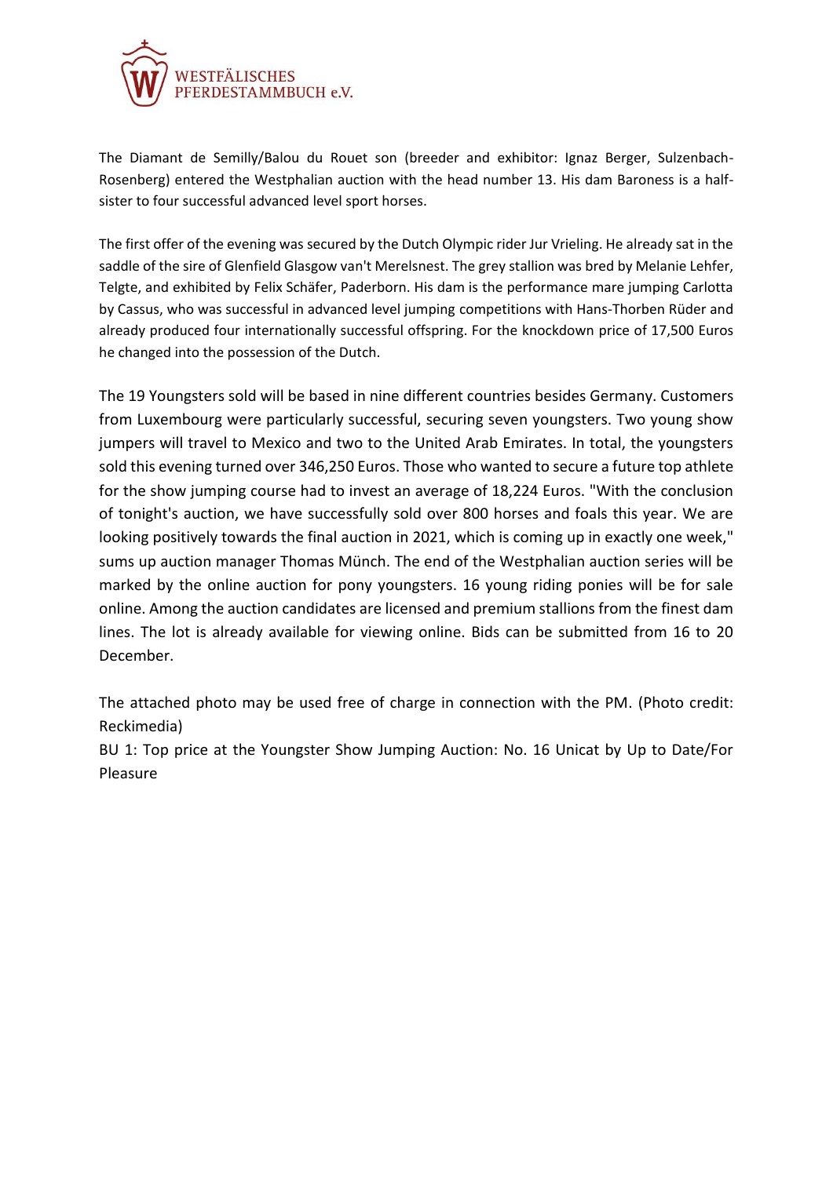The Diamant de Semilly/Balou du Rouet son (breeder and exhibitor: Ignaz Berger, Sulzenbach-Rosenberg) entered the Westphalian auction with the head number 13. His dam Baroness is a half-sister to four successful advanced level sport horses.

The first offer of the evening was secured by the Dutch Olympic rider Jur Vrieling. He already sat in the saddle of the sire of Glenfield Glasgow van't Merelsnest. The grey stallion was bred by Melanie Lehfer, Telgte, and exhibited by Felix Schäfer, Paderborn. His dam is the performance mare jumping Carlotta by Cassus, who was successful in advanced level jumping competitions with Hans-Thorben Rüder and already produced four internationally successful offspring. For the knockdown price of 17,500 Euros he changed into the possession of the Dutch.

The 19 Youngsters sold will be based in nine different countries besides Germany. Customers from Luxembourg were particularly successful, securing seven youngsters. Two young show jumpers will travel to Mexico and two to the United Arab Emirates. In total, the youngsters sold this evening turned over 346,250 Euros. Those who wanted to secure a future top athlete for the show jumping course had to invest an average of 18,224 Euros. "With the conclusion of tonight's auction, we have successfully sold over 800 horses and foals this year. We are looking positively towards the final auction in 2021, which is coming up in exactly one week," sums up auction manager Thomas Münch. The end of the Westphalian auction series will be marked by the online auction for pony youngsters. 16 young riding ponies will be for sale online. Among the auction candidates are licensed and premium stallions from the finest dam lines. The lot is already available for viewing online. Bids can be submitted from 16 to 20 December.

The attached photo may be used free of charge in connection with the PM. (Photo credit: Reckimedia)
BU 1: Top price at the Youngster Show Jumping Auction: No. 16 Unicat by Up to Date/For Pleasure